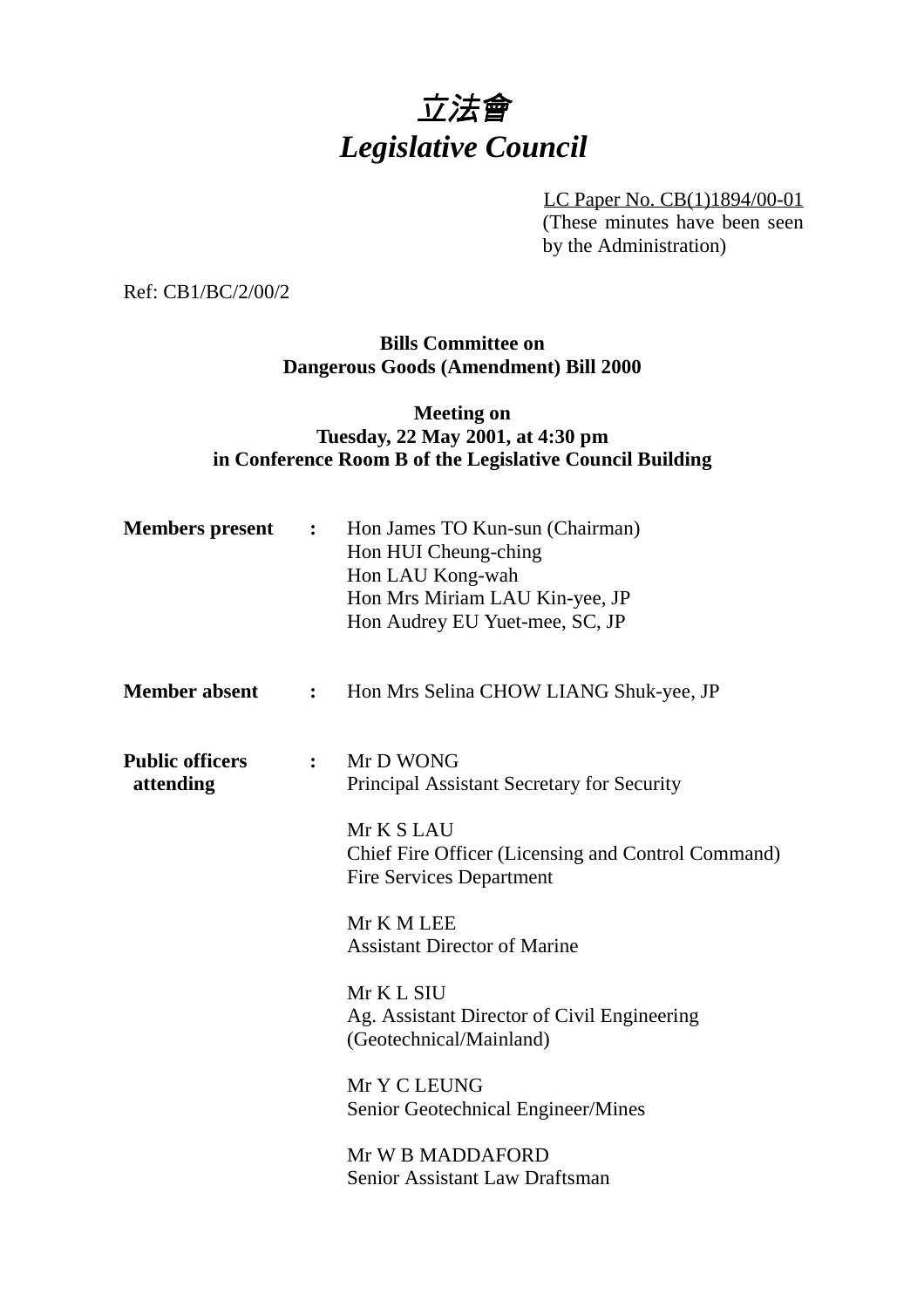# 立法會
# *Legislative Council*

LC Paper No. CB(1)1894/00-01
(These minutes have been seen by the Administration)

Ref: CB1/BC/2/00/2

**Bills Committee on**
**Dangerous Goods (Amendment) Bill 2000**

**Meeting on**
**Tuesday, 22 May 2001, at 4:30 pm**
**in Conference Room B of the Legislative Council Building**

**Members present** : Hon James TO Kun-sun (Chairman)
Hon HUI Cheung-ching
Hon LAU Kong-wah
Hon Mrs Miriam LAU Kin-yee, JP
Hon Audrey EU Yuet-mee, SC, JP

**Member absent** : Hon Mrs Selina CHOW LIANG Shuk-yee, JP

**Public officers attending** : Mr D WONG
Principal Assistant Secretary for Security

Mr K S LAU
Chief Fire Officer (Licensing and Control Command)
Fire Services Department

Mr K M LEE
Assistant Director of Marine

Mr K L SIU
Ag. Assistant Director of Civil Engineering (Geotechnical/Mainland)

Mr Y C LEUNG
Senior Geotechnical Engineer/Mines

Mr W B MADDAFORD
Senior Assistant Law Draftsman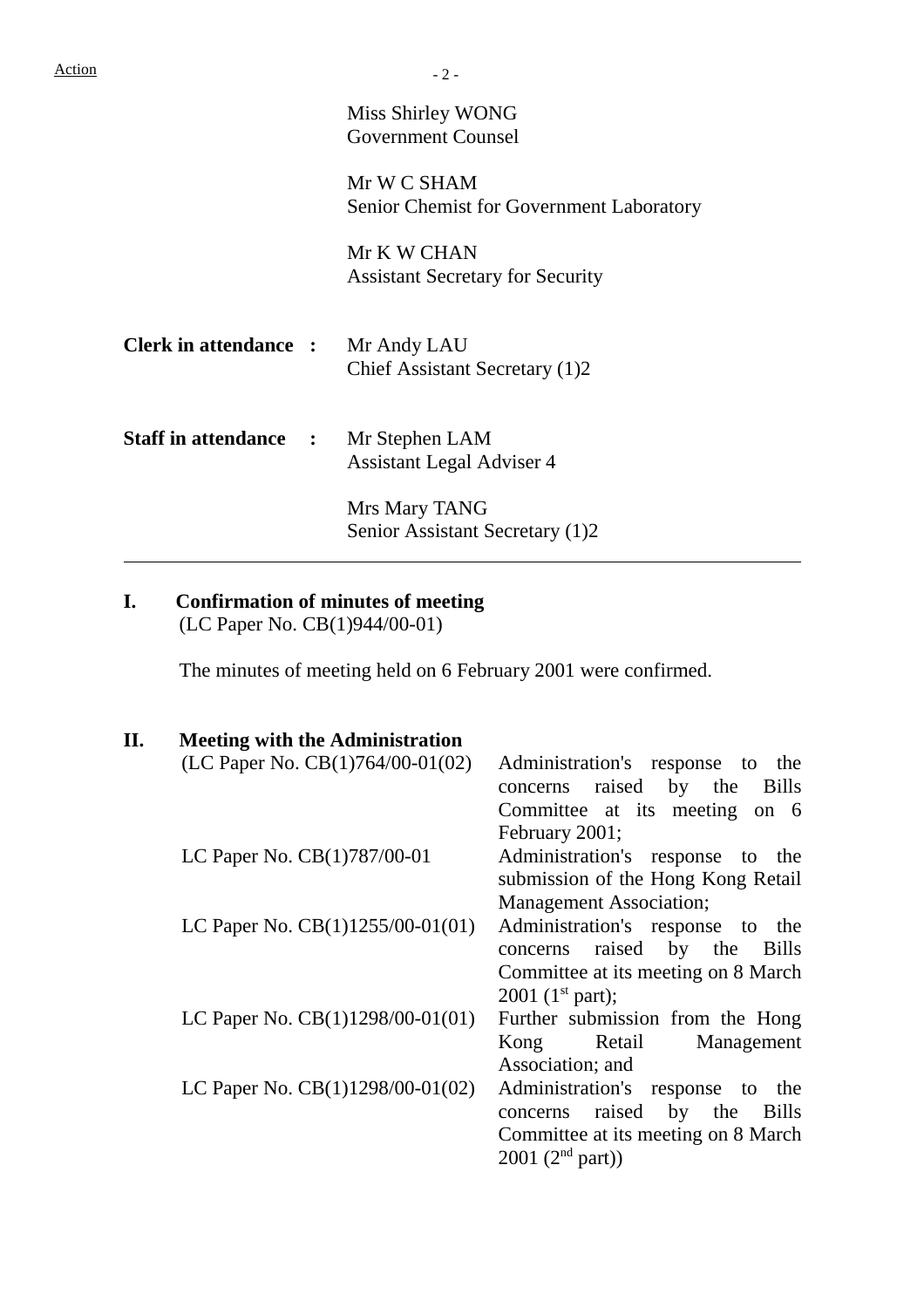Action

Miss Shirley WONG
Government Counsel

Mr W C SHAM
Senior Chemist for Government Laboratory

Mr K W CHAN
Assistant Secretary for Security

**Clerk in attendance :** Mr Andy LAU
Chief Assistant Secretary (1)2

**Staff in attendance :** Mr Stephen LAM
Assistant Legal Adviser 4

Mrs Mary TANG
Senior Assistant Secretary (1)2

---

## I. Confirmation of minutes of meeting

(LC Paper No. CB(1)944/00-01)

The minutes of meeting held on 6 February 2001 were confirmed.

## II. Meeting with the Administration

| | |
|---|---|
| (LC Paper No. CB(1)764/00-01(02) | Administration's response to the concerns raised by the Bills Committee at its meeting on 6 February 2001; |
| LC Paper No. CB(1)787/00-01 | Administration's response to the submission of the Hong Kong Retail Management Association; |
| LC Paper No. CB(1)1255/00-01(01) | Administration's response to the concerns raised by the Bills Committee at its meeting on 8 March 2001 (1st part); |
| LC Paper No. CB(1)1298/00-01(01) | Further submission from the Hong Kong Retail Management Association; and |
| LC Paper No. CB(1)1298/00-01(02) | Administration's response to the concerns raised by the Bills Committee at its meeting on 8 March 2001 (2nd part)) |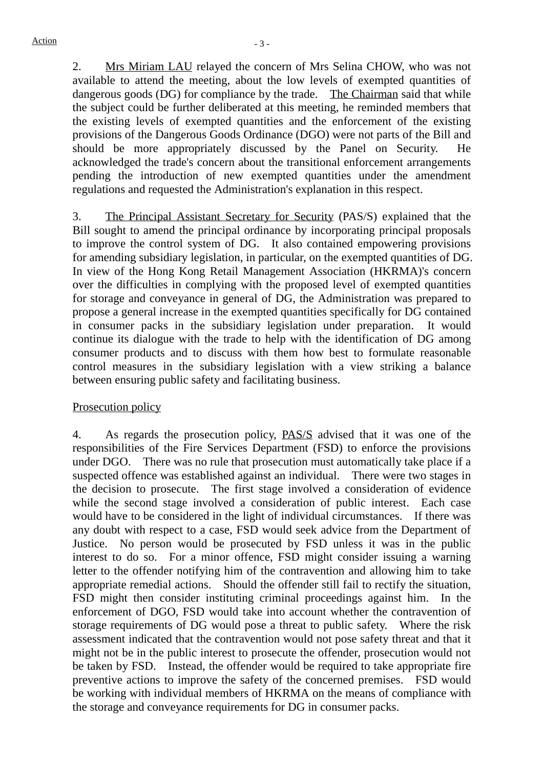2. Mrs Miriam LAU relayed the concern of Mrs Selina CHOW, who was not available to attend the meeting, about the low levels of exempted quantities of dangerous goods (DG) for compliance by the trade. The Chairman said that while the subject could be further deliberated at this meeting, he reminded members that the existing levels of exempted quantities and the enforcement of the existing provisions of the Dangerous Goods Ordinance (DGO) were not parts of the Bill and should be more appropriately discussed by the Panel on Security. He acknowledged the trade's concern about the transitional enforcement arrangements pending the introduction of new exempted quantities under the amendment regulations and requested the Administration's explanation in this respect.

3. The Principal Assistant Secretary for Security (PAS/S) explained that the Bill sought to amend the principal ordinance by incorporating principal proposals to improve the control system of DG. It also contained empowering provisions for amending subsidiary legislation, in particular, on the exempted quantities of DG. In view of the Hong Kong Retail Management Association (HKRMA)'s concern over the difficulties in complying with the proposed level of exempted quantities for storage and conveyance in general of DG, the Administration was prepared to propose a general increase in the exempted quantities specifically for DG contained in consumer packs in the subsidiary legislation under preparation. It would continue its dialogue with the trade to help with the identification of DG among consumer products and to discuss with them how best to formulate reasonable control measures in the subsidiary legislation with a view striking a balance between ensuring public safety and facilitating business.

Prosecution policy

4. As regards the prosecution policy, PAS/S advised that it was one of the responsibilities of the Fire Services Department (FSD) to enforce the provisions under DGO. There was no rule that prosecution must automatically take place if a suspected offence was established against an individual. There were two stages in the decision to prosecute. The first stage involved a consideration of evidence while the second stage involved a consideration of public interest. Each case would have to be considered in the light of individual circumstances. If there was any doubt with respect to a case, FSD would seek advice from the Department of Justice. No person would be prosecuted by FSD unless it was in the public interest to do so. For a minor offence, FSD might consider issuing a warning letter to the offender notifying him of the contravention and allowing him to take appropriate remedial actions. Should the offender still fail to rectify the situation, FSD might then consider instituting criminal proceedings against him. In the enforcement of DGO, FSD would take into account whether the contravention of storage requirements of DG would pose a threat to public safety. Where the risk assessment indicated that the contravention would not pose safety threat and that it might not be in the public interest to prosecute the offender, prosecution would not be taken by FSD. Instead, the offender would be required to take appropriate fire preventive actions to improve the safety of the concerned premises. FSD would be working with individual members of HKRMA on the means of compliance with the storage and conveyance requirements for DG in consumer packs.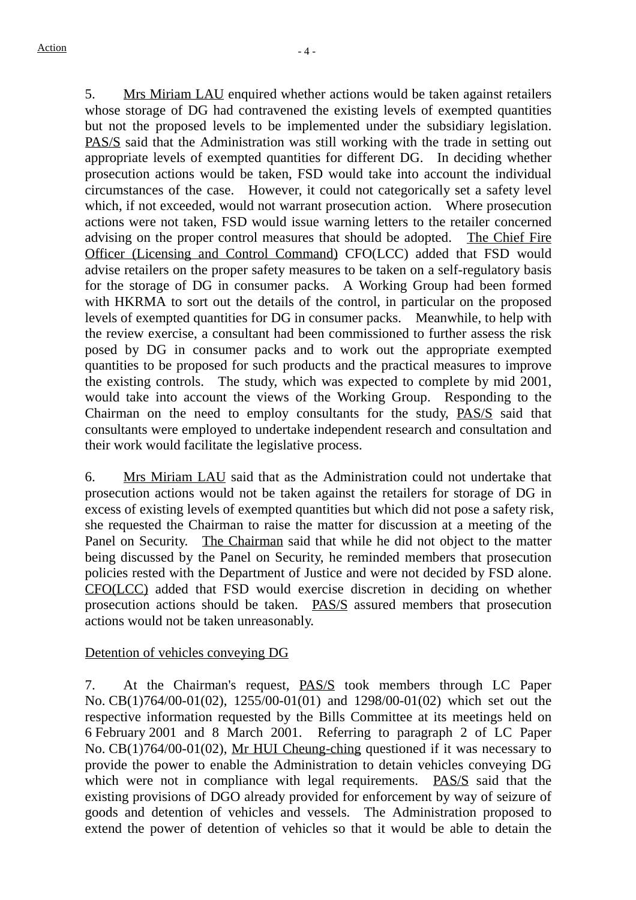Action

5. Mrs Miriam LAU enquired whether actions would be taken against retailers whose storage of DG had contravened the existing levels of exempted quantities but not the proposed levels to be implemented under the subsidiary legislation. PAS/S said that the Administration was still working with the trade in setting out appropriate levels of exempted quantities for different DG. In deciding whether prosecution actions would be taken, FSD would take into account the individual circumstances of the case. However, it could not categorically set a safety level which, if not exceeded, would not warrant prosecution action. Where prosecution actions were not taken, FSD would issue warning letters to the retailer concerned advising on the proper control measures that should be adopted. The Chief Fire Officer (Licensing and Control Command) CFO(LCC) added that FSD would advise retailers on the proper safety measures to be taken on a self-regulatory basis for the storage of DG in consumer packs. A Working Group had been formed with HKRMA to sort out the details of the control, in particular on the proposed levels of exempted quantities for DG in consumer packs. Meanwhile, to help with the review exercise, a consultant had been commissioned to further assess the risk posed by DG in consumer packs and to work out the appropriate exempted quantities to be proposed for such products and the practical measures to improve the existing controls. The study, which was expected to complete by mid 2001, would take into account the views of the Working Group. Responding to the Chairman on the need to employ consultants for the study, PAS/S said that consultants were employed to undertake independent research and consultation and their work would facilitate the legislative process.

6. Mrs Miriam LAU said that as the Administration could not undertake that prosecution actions would not be taken against the retailers for storage of DG in excess of existing levels of exempted quantities but which did not pose a safety risk, she requested the Chairman to raise the matter for discussion at a meeting of the Panel on Security. The Chairman said that while he did not object to the matter being discussed by the Panel on Security, he reminded members that prosecution policies rested with the Department of Justice and were not decided by FSD alone. CFO(LCC) added that FSD would exercise discretion in deciding on whether prosecution actions should be taken. PAS/S assured members that prosecution actions would not be taken unreasonably.

Detention of vehicles conveying DG

7. At the Chairman's request, PAS/S took members through LC Paper No. CB(1)764/00-01(02), 1255/00-01(01) and 1298/00-01(02) which set out the respective information requested by the Bills Committee at its meetings held on 6 February 2001 and 8 March 2001. Referring to paragraph 2 of LC Paper No. CB(1)764/00-01(02), Mr HUI Cheung-ching questioned if it was necessary to provide the power to enable the Administration to detain vehicles conveying DG which were not in compliance with legal requirements. PAS/S said that the existing provisions of DGO already provided for enforcement by way of seizure of goods and detention of vehicles and vessels. The Administration proposed to extend the power of detention of vehicles so that it would be able to detain the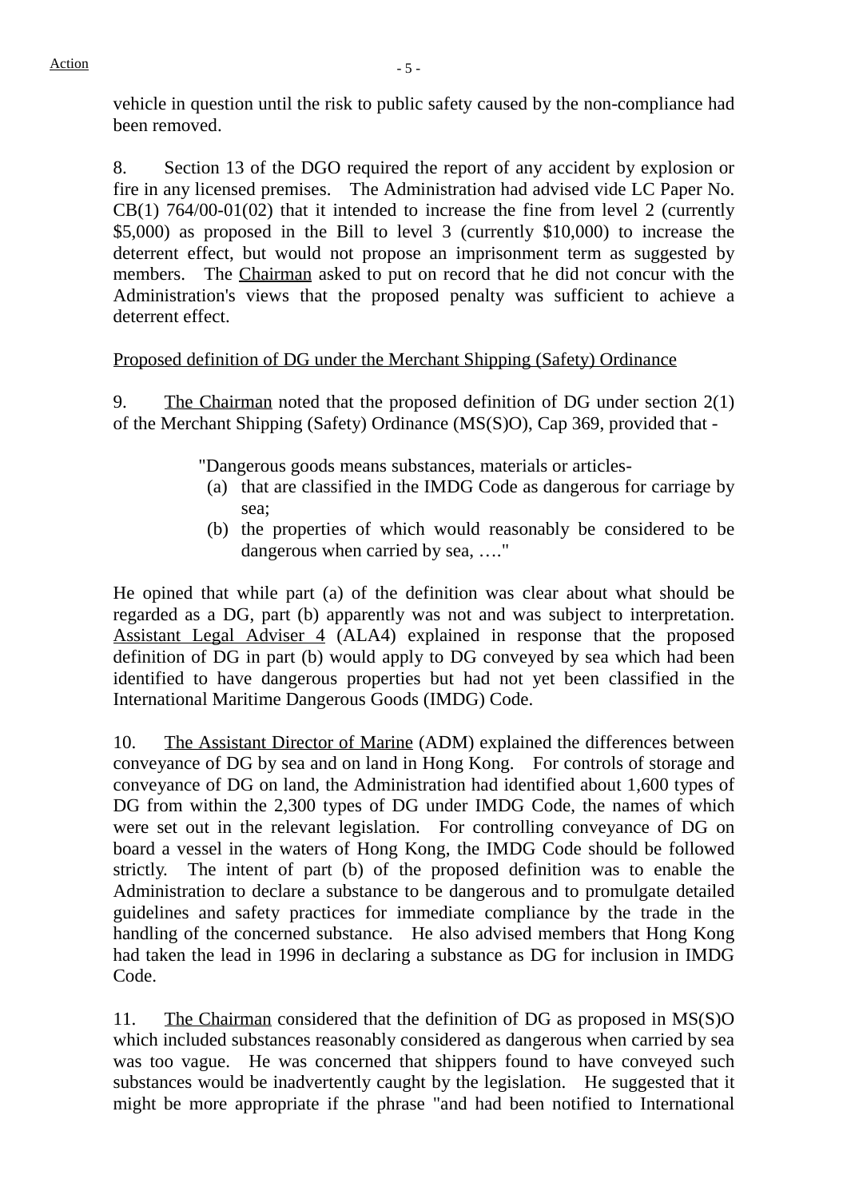vehicle in question until the risk to public safety caused by the non-compliance had been removed.

8. Section 13 of the DGO required the report of any accident by explosion or fire in any licensed premises. The Administration had advised vide LC Paper No. CB(1) 764/00-01(02) that it intended to increase the fine from level 2 (currently $5,000) as proposed in the Bill to level 3 (currently $10,000) to increase the deterrent effect, but would not propose an imprisonment term as suggested by members. The Chairman asked to put on record that he did not concur with the Administration's views that the proposed penalty was sufficient to achieve a deterrent effect.

Proposed definition of DG under the Merchant Shipping (Safety) Ordinance

9. The Chairman noted that the proposed definition of DG under section 2(1) of the Merchant Shipping (Safety) Ordinance (MS(S)O), Cap 369, provided that -

> "Dangerous goods means substances, materials or articles-
> (a) that are classified in the IMDG Code as dangerous for carriage by sea;
> (b) the properties of which would reasonably be considered to be dangerous when carried by sea, …."

He opined that while part (a) of the definition was clear about what should be regarded as a DG, part (b) apparently was not and was subject to interpretation. Assistant Legal Adviser 4 (ALA4) explained in response that the proposed definition of DG in part (b) would apply to DG conveyed by sea which had been identified to have dangerous properties but had not yet been classified in the International Maritime Dangerous Goods (IMDG) Code.

10. The Assistant Director of Marine (ADM) explained the differences between conveyance of DG by sea and on land in Hong Kong. For controls of storage and conveyance of DG on land, the Administration had identified about 1,600 types of DG from within the 2,300 types of DG under IMDG Code, the names of which were set out in the relevant legislation. For controlling conveyance of DG on board a vessel in the waters of Hong Kong, the IMDG Code should be followed strictly. The intent of part (b) of the proposed definition was to enable the Administration to declare a substance to be dangerous and to promulgate detailed guidelines and safety practices for immediate compliance by the trade in the handling of the concerned substance. He also advised members that Hong Kong had taken the lead in 1996 in declaring a substance as DG for inclusion in IMDG Code.

11. The Chairman considered that the definition of DG as proposed in MS(S)O which included substances reasonably considered as dangerous when carried by sea was too vague. He was concerned that shippers found to have conveyed such substances would be inadvertently caught by the legislation. He suggested that it might be more appropriate if the phrase "and had been notified to International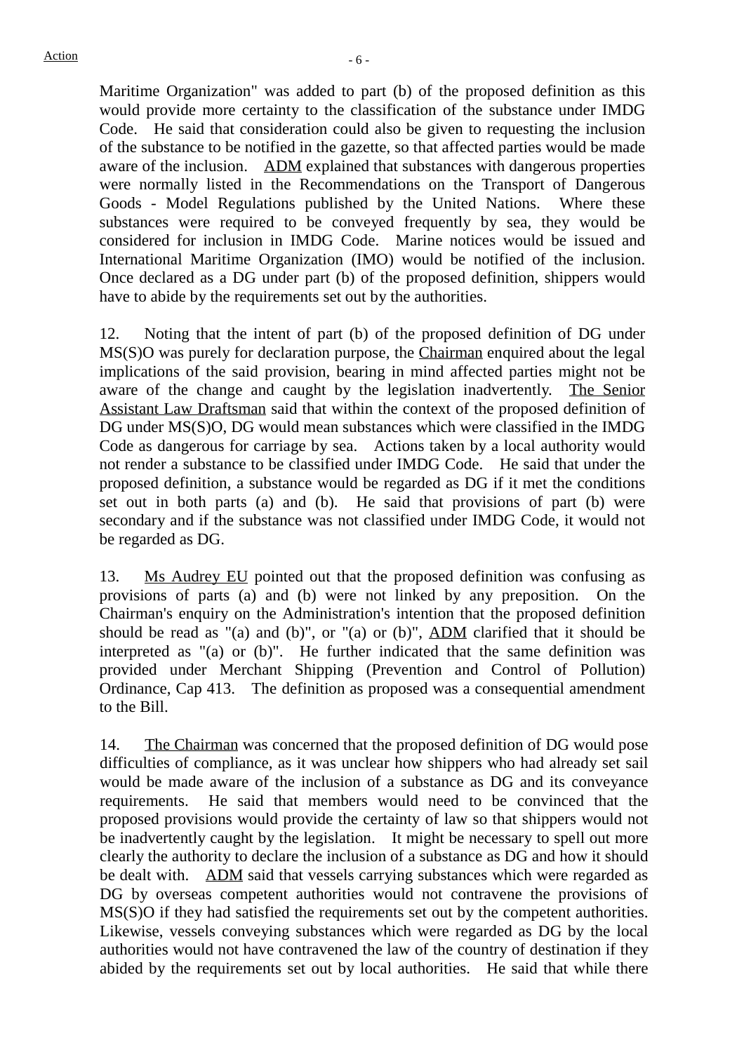Maritime Organization" was added to part (b) of the proposed definition as this would provide more certainty to the classification of the substance under IMDG Code. He said that consideration could also be given to requesting the inclusion of the substance to be notified in the gazette, so that affected parties would be made aware of the inclusion. ADM explained that substances with dangerous properties were normally listed in the Recommendations on the Transport of Dangerous Goods - Model Regulations published by the United Nations. Where these substances were required to be conveyed frequently by sea, they would be considered for inclusion in IMDG Code. Marine notices would be issued and International Maritime Organization (IMO) would be notified of the inclusion. Once declared as a DG under part (b) of the proposed definition, shippers would have to abide by the requirements set out by the authorities.

12. Noting that the intent of part (b) of the proposed definition of DG under MS(S)O was purely for declaration purpose, the Chairman enquired about the legal implications of the said provision, bearing in mind affected parties might not be aware of the change and caught by the legislation inadvertently. The Senior Assistant Law Draftsman said that within the context of the proposed definition of DG under MS(S)O, DG would mean substances which were classified in the IMDG Code as dangerous for carriage by sea. Actions taken by a local authority would not render a substance to be classified under IMDG Code. He said that under the proposed definition, a substance would be regarded as DG if it met the conditions set out in both parts (a) and (b). He said that provisions of part (b) were secondary and if the substance was not classified under IMDG Code, it would not be regarded as DG.

13. Ms Audrey EU pointed out that the proposed definition was confusing as provisions of parts (a) and (b) were not linked by any preposition. On the Chairman's enquiry on the Administration's intention that the proposed definition should be read as "(a) and (b)", or "(a) or (b)", ADM clarified that it should be interpreted as "(a) or (b)". He further indicated that the same definition was provided under Merchant Shipping (Prevention and Control of Pollution) Ordinance, Cap 413. The definition as proposed was a consequential amendment to the Bill.

14. The Chairman was concerned that the proposed definition of DG would pose difficulties of compliance, as it was unclear how shippers who had already set sail would be made aware of the inclusion of a substance as DG and its conveyance requirements. He said that members would need to be convinced that the proposed provisions would provide the certainty of law so that shippers would not be inadvertently caught by the legislation. It might be necessary to spell out more clearly the authority to declare the inclusion of a substance as DG and how it should be dealt with. ADM said that vessels carrying substances which were regarded as DG by overseas competent authorities would not contravene the provisions of MS(S)O if they had satisfied the requirements set out by the competent authorities. Likewise, vessels conveying substances which were regarded as DG by the local authorities would not have contravened the law of the country of destination if they abided by the requirements set out by local authorities. He said that while there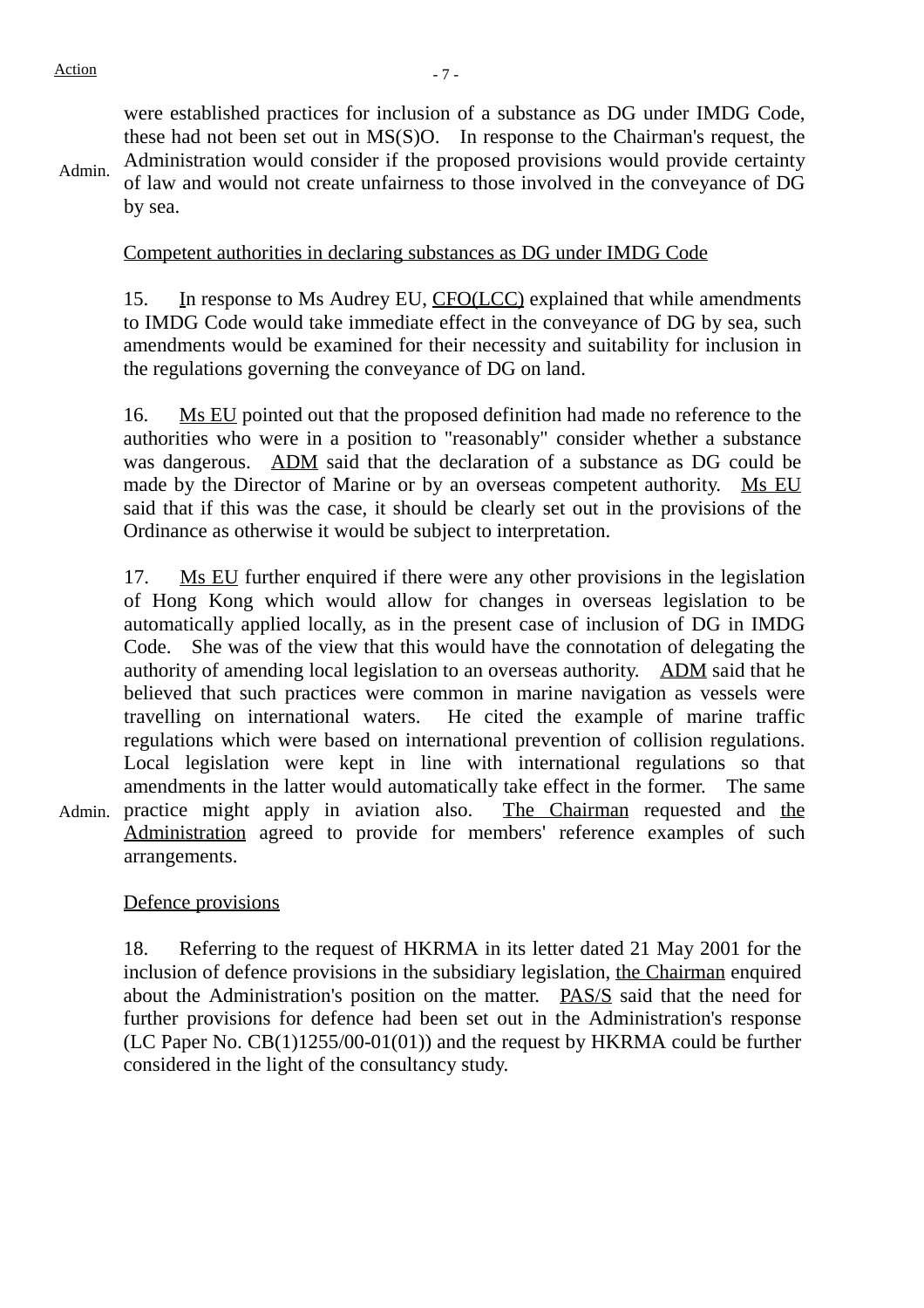Action

were established practices for inclusion of a substance as DG under IMDG Code, these had not been set out in MS(S)O. In response to the Chairman's request, the Administration would consider if the proposed provisions would provide certainty of law and would not create unfairness to those involved in the conveyance of DG by sea.

Admin.

Competent authorities in declaring substances as DG under IMDG Code

15. In response to Ms Audrey EU, CFO(LCC) explained that while amendments to IMDG Code would take immediate effect in the conveyance of DG by sea, such amendments would be examined for their necessity and suitability for inclusion in the regulations governing the conveyance of DG on land.

16. Ms EU pointed out that the proposed definition had made no reference to the authorities who were in a position to "reasonably" consider whether a substance was dangerous. ADM said that the declaration of a substance as DG could be made by the Director of Marine or by an overseas competent authority. Ms EU said that if this was the case, it should be clearly set out in the provisions of the Ordinance as otherwise it would be subject to interpretation.

17. Ms EU further enquired if there were any other provisions in the legislation of Hong Kong which would allow for changes in overseas legislation to be automatically applied locally, as in the present case of inclusion of DG in IMDG Code. She was of the view that this would have the connotation of delegating the authority of amending local legislation to an overseas authority. ADM said that he believed that such practices were common in marine navigation as vessels were travelling on international waters. He cited the example of marine traffic regulations which were based on international prevention of collision regulations. Local legislation were kept in line with international regulations so that amendments in the latter would automatically take effect in the former. The same practice might apply in aviation also. The Chairman requested and the Administration agreed to provide for members' reference examples of such arrangements.

Admin.

Defence provisions

18. Referring to the request of HKRMA in its letter dated 21 May 2001 for the inclusion of defence provisions in the subsidiary legislation, the Chairman enquired about the Administration's position on the matter. PAS/S said that the need for further provisions for defence had been set out in the Administration's response (LC Paper No. CB(1)1255/00-01(01)) and the request by HKRMA could be further considered in the light of the consultancy study.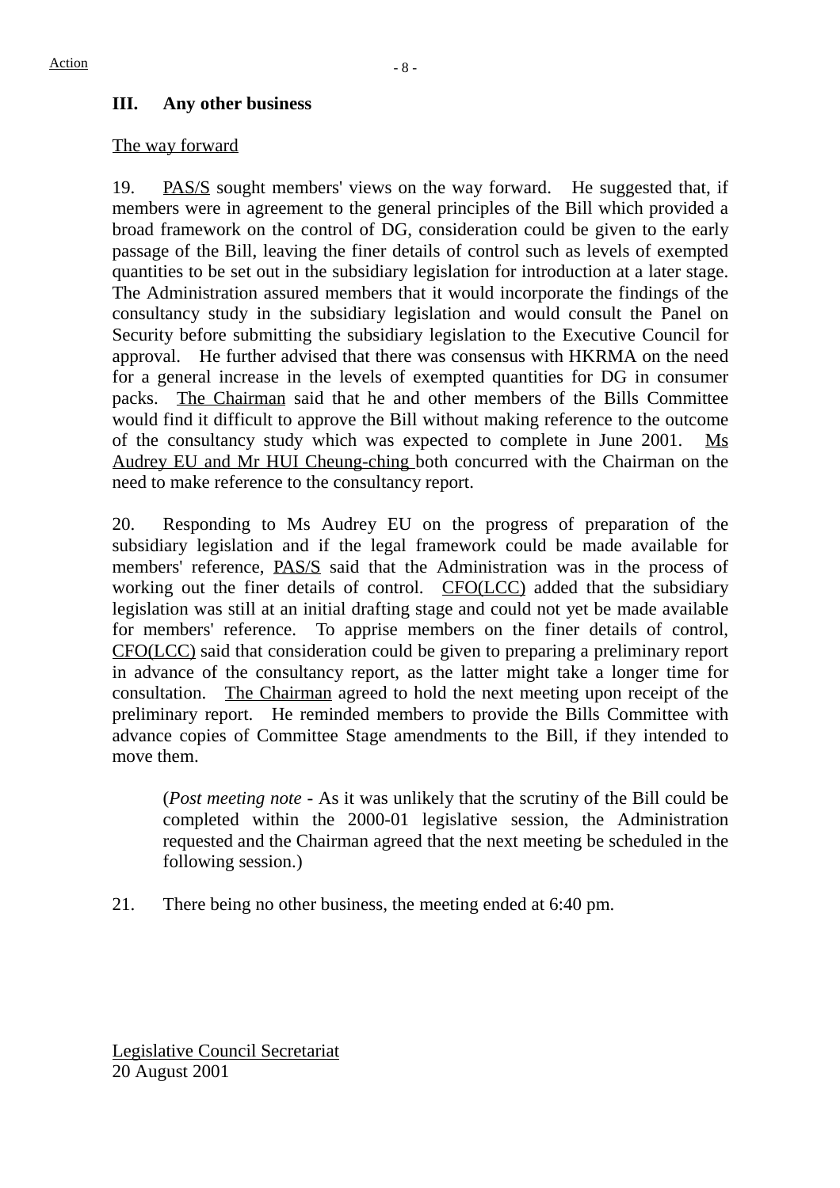### III. Any other business

The way forward

19. PAS/S sought members' views on the way forward. He suggested that, if members were in agreement to the general principles of the Bill which provided a broad framework on the control of DG, consideration could be given to the early passage of the Bill, leaving the finer details of control such as levels of exempted quantities to be set out in the subsidiary legislation for introduction at a later stage. The Administration assured members that it would incorporate the findings of the consultancy study in the subsidiary legislation and would consult the Panel on Security before submitting the subsidiary legislation to the Executive Council for approval. He further advised that there was consensus with HKRMA on the need for a general increase in the levels of exempted quantities for DG in consumer packs. The Chairman said that he and other members of the Bills Committee would find it difficult to approve the Bill without making reference to the outcome of the consultancy study which was expected to complete in June 2001. Ms Audrey EU and Mr HUI Cheung-ching both concurred with the Chairman on the need to make reference to the consultancy report.

20. Responding to Ms Audrey EU on the progress of preparation of the subsidiary legislation and if the legal framework could be made available for members' reference, PAS/S said that the Administration was in the process of working out the finer details of control. CFO(LCC) added that the subsidiary legislation was still at an initial drafting stage and could not yet be made available for members' reference. To apprise members on the finer details of control, CFO(LCC) said that consideration could be given to preparing a preliminary report in advance of the consultancy report, as the latter might take a longer time for consultation. The Chairman agreed to hold the next meeting upon receipt of the preliminary report. He reminded members to provide the Bills Committee with advance copies of Committee Stage amendments to the Bill, if they intended to move them.

> (*Post meeting note* - As it was unlikely that the scrutiny of the Bill could be completed within the 2000-01 legislative session, the Administration requested and the Chairman agreed that the next meeting be scheduled in the following session.)

21. There being no other business, the meeting ended at 6:40 pm.

Legislative Council Secretariat
20 August 2001